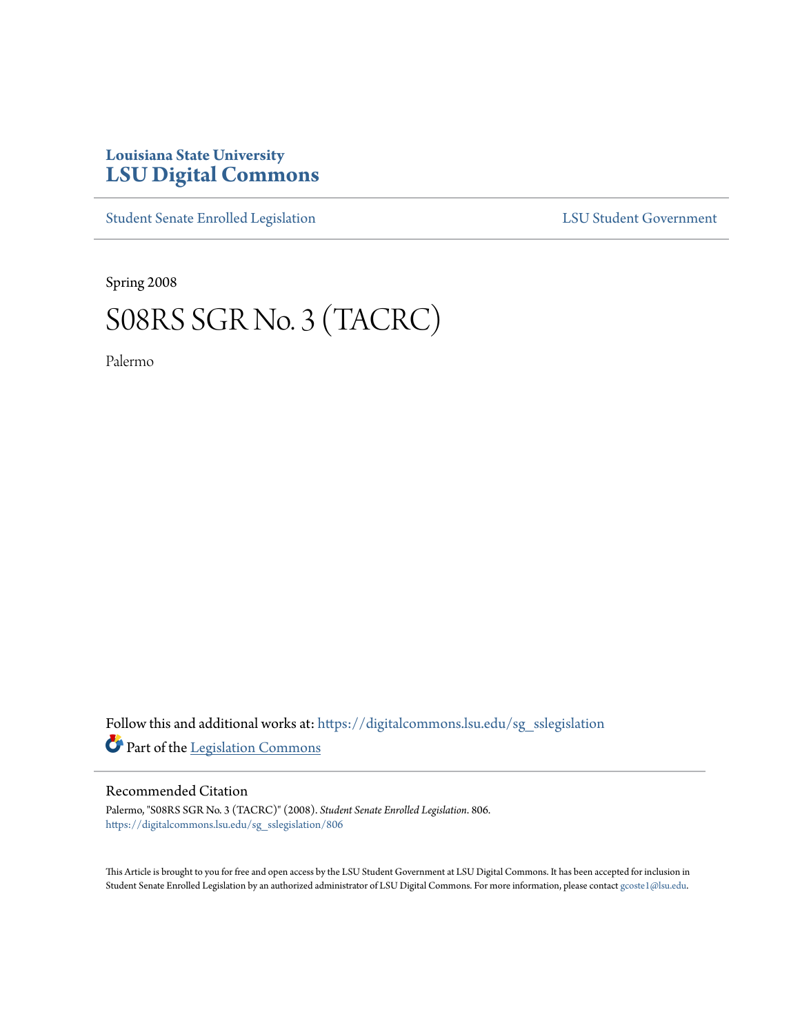Louisiana State University

# LSU Digital Commons

Student Senate Enrolled Legislation | LSU Student Government

Spring 2008

# S08RS SGR No. 3 (TACRC)

Palermo

Follow this and additional works at: https://digitalcommons.lsu.edu/sg_sslegislation

Part of the Legislation Commons

## Recommended Citation

Palermo, "S08RS SGR No. 3 (TACRC)" (2008). *Student Senate Enrolled Legislation*. 806.
https://digitalcommons.lsu.edu/sg_sslegislation/806

This Article is brought to you for free and open access by the LSU Student Government at LSU Digital Commons. It has been accepted for inclusion in Student Senate Enrolled Legislation by an authorized administrator of LSU Digital Commons. For more information, please contact gcoste1@lsu.edu.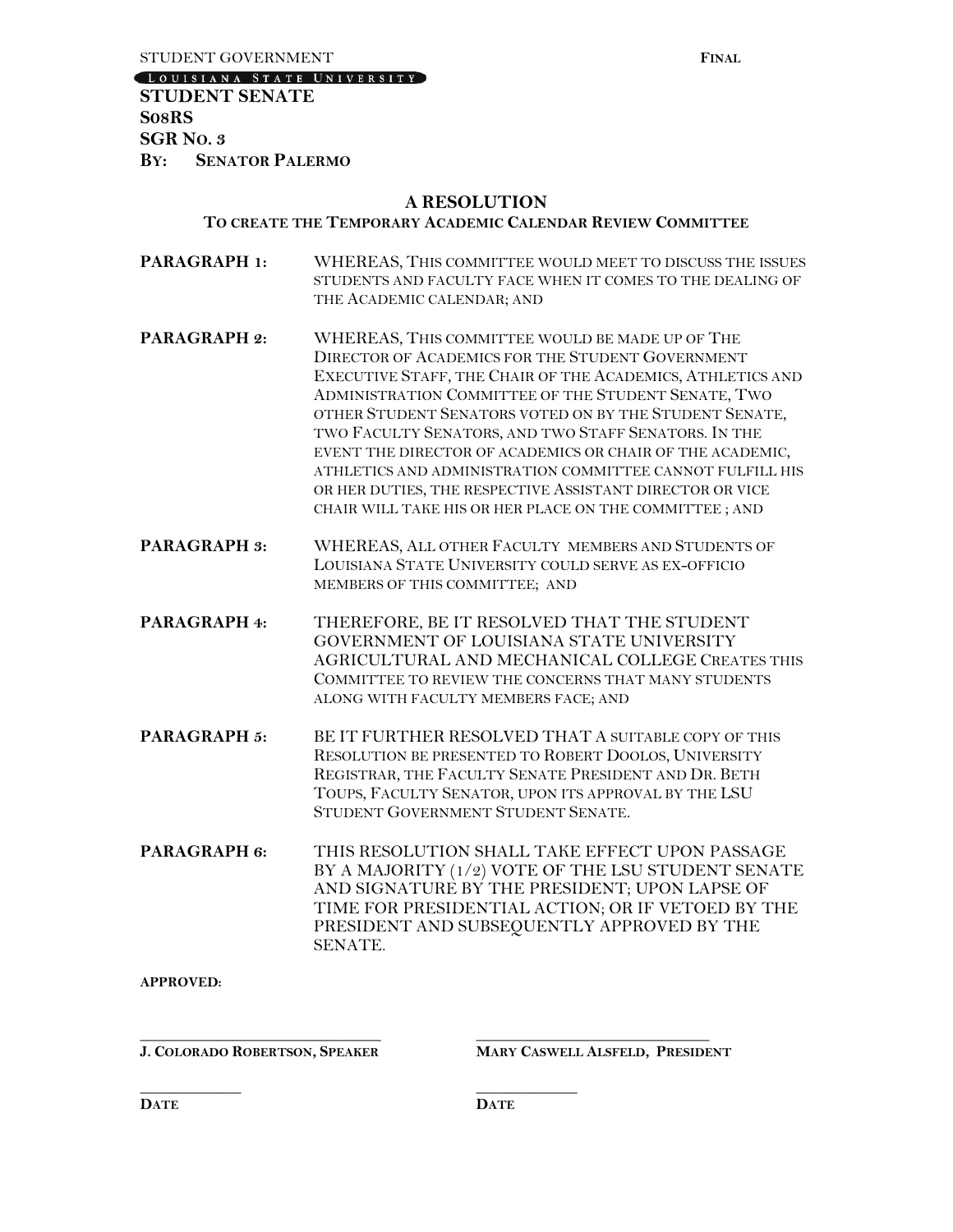STUDENT GOVERNMENT **FINAL**

LOUISIANA STATE UNIVERSITY

**STUDENT SENATE**
**S08RS**
**SGR NO. 3**
**BY: SENATOR PALERMO**

## A RESOLUTION

### TO CREATE THE TEMPORARY ACADEMIC CALENDAR REVIEW COMMITTEE

**PARAGRAPH 1:** WHEREAS, THIS COMMITTEE WOULD MEET TO DISCUSS THE ISSUES STUDENTS AND FACULTY FACE WHEN IT COMES TO THE DEALING OF THE ACADEMIC CALENDAR; AND

**PARAGRAPH 2:** WHEREAS, THIS COMMITTEE WOULD BE MADE UP OF THE DIRECTOR OF ACADEMICS FOR THE STUDENT GOVERNMENT EXECUTIVE STAFF, THE CHAIR OF THE ACADEMICS, ATHLETICS AND ADMINISTRATION COMMITTEE OF THE STUDENT SENATE, TWO OTHER STUDENT SENATORS VOTED ON BY THE STUDENT SENATE, TWO FACULTY SENATORS, AND TWO STAFF SENATORS. IN THE EVENT THE DIRECTOR OF ACADEMICS OR CHAIR OF THE ACADEMIC, ATHLETICS AND ADMINISTRATION COMMITTEE CANNOT FULFILL HIS OR HER DUTIES, THE RESPECTIVE ASSISTANT DIRECTOR OR VICE CHAIR WILL TAKE HIS OR HER PLACE ON THE COMMITTEE ; AND

**PARAGRAPH 3:** WHEREAS, ALL OTHER FACULTY MEMBERS AND STUDENTS OF LOUISIANA STATE UNIVERSITY COULD SERVE AS EX-OFFICIO MEMBERS OF THIS COMMITTEE; AND

**PARAGRAPH 4:** THEREFORE, BE IT RESOLVED THAT THE STUDENT GOVERNMENT OF LOUISIANA STATE UNIVERSITY AGRICULTURAL AND MECHANICAL COLLEGE CREATES THIS COMMITTEE TO REVIEW THE CONCERNS THAT MANY STUDENTS ALONG WITH FACULTY MEMBERS FACE; AND

**PARAGRAPH 5:** BE IT FURTHER RESOLVED THAT A SUITABLE COPY OF THIS RESOLUTION BE PRESENTED TO ROBERT DOOLOS, UNIVERSITY REGISTRAR, THE FACULTY SENATE PRESIDENT AND DR. BETH TOUPS, FACULTY SENATOR, UPON ITS APPROVAL BY THE LSU STUDENT GOVERNMENT STUDENT SENATE.

**PARAGRAPH 6:** THIS RESOLUTION SHALL TAKE EFFECT UPON PASSAGE BY A MAJORITY (1/2) VOTE OF THE LSU STUDENT SENATE AND SIGNATURE BY THE PRESIDENT; UPON LAPSE OF TIME FOR PRESIDENTIAL ACTION; OR IF VETOED BY THE PRESIDENT AND SUBSEQUENTLY APPROVED BY THE SENATE.

**APPROVED:**

______________________________
**J. COLORADO ROBERTSON, SPEAKER**

____________
**DATE**

______________________________
**MARY CASWELL ALSFELD, PRESIDENT**

____________
**DATE**